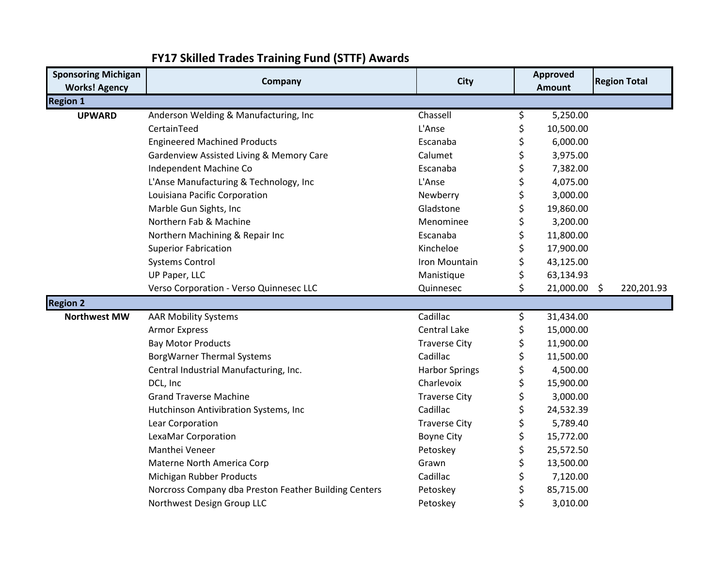# FY17 Skilled Trades Training Fund (STTF) Awards

| Sponsoring Michigan Works! Agency | Company | City | Approved Amount | Region Total |
|---|---|---|---|---|
| **Region 1** | | | | |
| **UPWARD** | Anderson Welding & Manufacturing, Inc | Chassell | $ 5,250.00 | |
| | CertainTeed | L'Anse | $ 10,500.00 | |
| | Engineered Machined Products | Escanaba | $ 6,000.00 | |
| | Gardenview Assisted Living & Memory Care | Calumet | $ 3,975.00 | |
| | Independent Machine Co | Escanaba | $ 7,382.00 | |
| | L'Anse Manufacturing & Technology, Inc | L'Anse | $ 4,075.00 | |
| | Louisiana Pacific Corporation | Newberry | $ 3,000.00 | |
| | Marble Gun Sights, Inc | Gladstone | $ 19,860.00 | |
| | Northern Fab & Machine | Menominee | $ 3,200.00 | |
| | Northern Machining & Repair Inc | Escanaba | $ 11,800.00 | |
| | Superior Fabrication | Kincheloe | $ 17,900.00 | |
| | Systems Control | Iron Mountain | $ 43,125.00 | |
| | UP Paper, LLC | Manistique | $ 63,134.93 | |
| | Verso Corporation - Verso Quinnesec LLC | Quinnesec | $ 21,000.00 | $ 220,201.93 |
| **Region 2** | | | | |
| **Northwest MW** | AAR Mobility Systems | Cadillac | $ 31,434.00 | |
| | Armor Express | Central Lake | $ 15,000.00 | |
| | Bay Motor Products | Traverse City | $ 11,900.00 | |
| | BorgWarner Thermal Systems | Cadillac | $ 11,500.00 | |
| | Central Industrial Manufacturing, Inc. | Harbor Springs | $ 4,500.00 | |
| | DCL, Inc | Charlevoix | $ 15,900.00 | |
| | Grand Traverse Machine | Traverse City | $ 3,000.00 | |
| | Hutchinson Antivibration Systems, Inc | Cadillac | $ 24,532.39 | |
| | Lear Corporation | Traverse City | $ 5,789.40 | |
| | LexaMar Corporation | Boyne City | $ 15,772.00 | |
| | Manthei Veneer | Petoskey | $ 25,572.50 | |
| | Materne North America Corp | Grawn | $ 13,500.00 | |
| | Michigan Rubber Products | Cadillac | $ 7,120.00 | |
| | Norcross Company dba Preston Feather Building Centers | Petoskey | $ 85,715.00 | |
| | Northwest Design Group LLC | Petoskey | $ 3,010.00 | |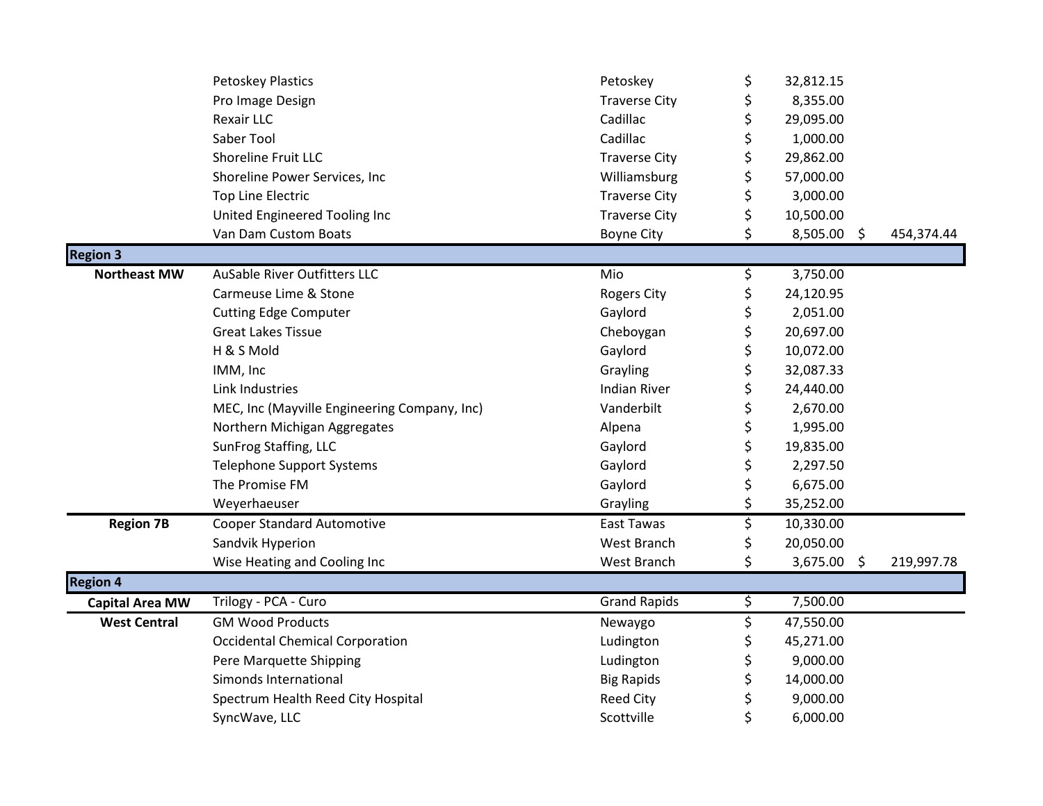| | | | | |
|---|---|---|---|---|
| | Petoskey Plastics | Petoskey | $ 32,812.15 | |
| | Pro Image Design | Traverse City | $ 8,355.00 | |
| | Rexair LLC | Cadillac | $ 29,095.00 | |
| | Saber Tool | Cadillac | $ 1,000.00 | |
| | Shoreline Fruit LLC | Traverse City | $ 29,862.00 | |
| | Shoreline Power Services, Inc | Williamsburg | $ 57,000.00 | |
| | Top Line Electric | Traverse City | $ 3,000.00 | |
| | United Engineered Tooling Inc | Traverse City | $ 10,500.00 | |
| | Van Dam Custom Boats | Boyne City | $ 8,505.00 | $ 454,374.44 |
| **Region 3** | | | | |
| **Northeast MW** | AuSable River Outfitters LLC | Mio | $ 3,750.00 | |
| | Carmeuse Lime & Stone | Rogers City | $ 24,120.95 | |
| | Cutting Edge Computer | Gaylord | $ 2,051.00 | |
| | Great Lakes Tissue | Cheboygan | $ 20,697.00 | |
| | H & S Mold | Gaylord | $ 10,072.00 | |
| | IMM, Inc | Grayling | $ 32,087.33 | |
| | Link Industries | Indian River | $ 24,440.00 | |
| | MEC, Inc (Mayville Engineering Company, Inc) | Vanderbilt | $ 2,670.00 | |
| | Northern Michigan Aggregates | Alpena | $ 1,995.00 | |
| | SunFrog Staffing, LLC | Gaylord | $ 19,835.00 | |
| | Telephone Support Systems | Gaylord | $ 2,297.50 | |
| | The Promise FM | Gaylord | $ 6,675.00 | |
| | Weyerhaeuser | Grayling | $ 35,252.00 | |
| **Region 7B** | Cooper Standard Automotive | East Tawas | $ 10,330.00 | |
| | Sandvik Hyperion | West Branch | $ 20,050.00 | |
| | Wise Heating and Cooling Inc | West Branch | $ 3,675.00 | $ 219,997.78 |
| **Region 4** | | | | |
| **Capital Area MW** | Trilogy - PCA - Curo | Grand Rapids | $ 7,500.00 | |
| **West Central** | GM Wood Products | Newaygo | $ 47,550.00 | |
| | Occidental Chemical Corporation | Ludington | $ 45,271.00 | |
| | Pere Marquette Shipping | Ludington | $ 9,000.00 | |
| | Simonds International | Big Rapids | $ 14,000.00 | |
| | Spectrum Health Reed City Hospital | Reed City | $ 9,000.00 | |
| | SyncWave, LLC | Scottville | $ 6,000.00 | |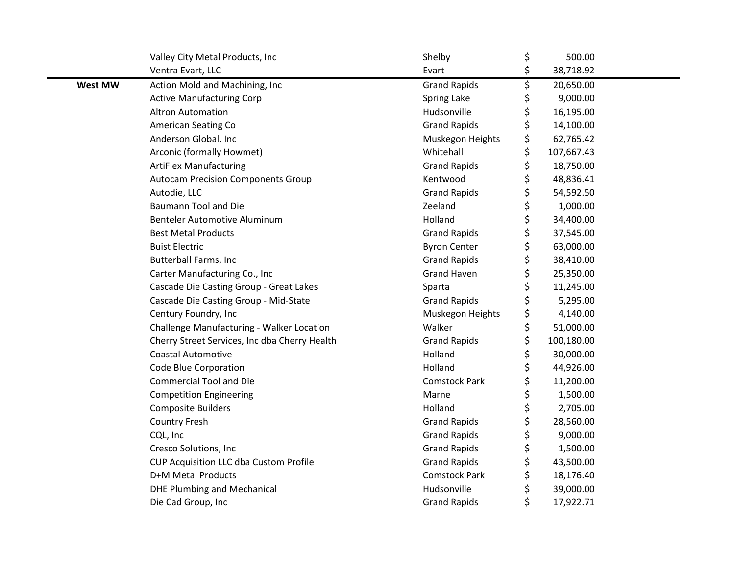| | | | |
|---|---|---|---|
| | Valley City Metal Products, Inc | Shelby | $ 500.00 |
| | Ventra Evart, LLC | Evart | $ 38,718.92 |
| **West MW** | Action Mold and Machining, Inc | Grand Rapids | $ 20,650.00 |
| | Active Manufacturing Corp | Spring Lake | $ 9,000.00 |
| | Altron Automation | Hudsonville | $ 16,195.00 |
| | American Seating Co | Grand Rapids | $ 14,100.00 |
| | Anderson Global, Inc | Muskegon Heights | $ 62,765.42 |
| | Arconic (formally Howmet) | Whitehall | $ 107,667.43 |
| | ArtiFlex Manufacturing | Grand Rapids | $ 18,750.00 |
| | Autocam Precision Components Group | Kentwood | $ 48,836.41 |
| | Autodie, LLC | Grand Rapids | $ 54,592.50 |
| | Baumann Tool and Die | Zeeland | $ 1,000.00 |
| | Benteler Automotive Aluminum | Holland | $ 34,400.00 |
| | Best Metal Products | Grand Rapids | $ 37,545.00 |
| | Buist Electric | Byron Center | $ 63,000.00 |
| | Butterball Farms, Inc | Grand Rapids | $ 38,410.00 |
| | Carter Manufacturing Co., Inc | Grand Haven | $ 25,350.00 |
| | Cascade Die Casting Group - Great Lakes | Sparta | $ 11,245.00 |
| | Cascade Die Casting Group - Mid-State | Grand Rapids | $ 5,295.00 |
| | Century Foundry, Inc | Muskegon Heights | $ 4,140.00 |
| | Challenge Manufacturing - Walker Location | Walker | $ 51,000.00 |
| | Cherry Street Services, Inc dba Cherry Health | Grand Rapids | $ 100,180.00 |
| | Coastal Automotive | Holland | $ 30,000.00 |
| | Code Blue Corporation | Holland | $ 44,926.00 |
| | Commercial Tool and Die | Comstock Park | $ 11,200.00 |
| | Competition Engineering | Marne | $ 1,500.00 |
| | Composite Builders | Holland | $ 2,705.00 |
| | Country Fresh | Grand Rapids | $ 28,560.00 |
| | CQL, Inc | Grand Rapids | $ 9,000.00 |
| | Cresco Solutions, Inc | Grand Rapids | $ 1,500.00 |
| | CUP Acquisition LLC dba Custom Profile | Grand Rapids | $ 43,500.00 |
| | D+M Metal Products | Comstock Park | $ 18,176.40 |
| | DHE Plumbing and Mechanical | Hudsonville | $ 39,000.00 |
| | Die Cad Group, Inc | Grand Rapids | $ 17,922.71 |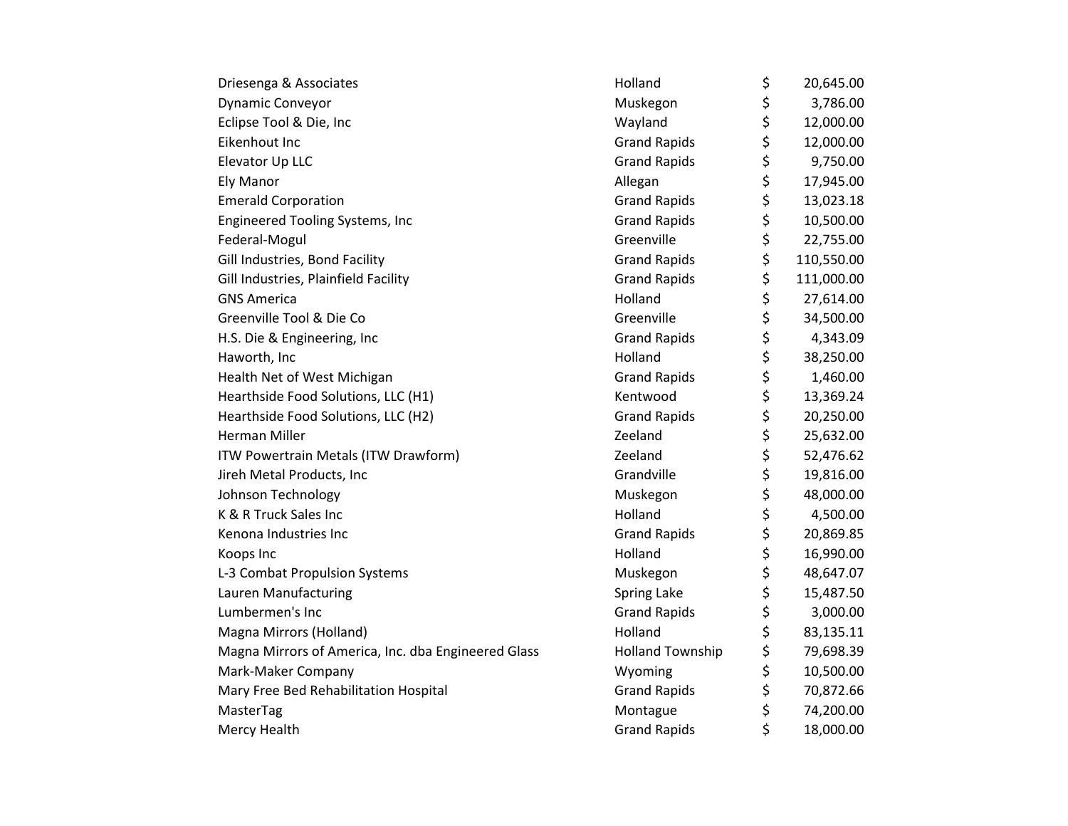| | | |
|---|---|---|
| Driesenga & Associates | Holland | $ 20,645.00 |
| Dynamic Conveyor | Muskegon | $ 3,786.00 |
| Eclipse Tool & Die, Inc | Wayland | $ 12,000.00 |
| Eikenhout Inc | Grand Rapids | $ 12,000.00 |
| Elevator Up LLC | Grand Rapids | $ 9,750.00 |
| Ely Manor | Allegan | $ 17,945.00 |
| Emerald Corporation | Grand Rapids | $ 13,023.18 |
| Engineered Tooling Systems, Inc | Grand Rapids | $ 10,500.00 |
| Federal-Mogul | Greenville | $ 22,755.00 |
| Gill Industries, Bond Facility | Grand Rapids | $ 110,550.00 |
| Gill Industries, Plainfield Facility | Grand Rapids | $ 111,000.00 |
| GNS America | Holland | $ 27,614.00 |
| Greenville Tool & Die Co | Greenville | $ 34,500.00 |
| H.S. Die & Engineering, Inc | Grand Rapids | $ 4,343.09 |
| Haworth, Inc | Holland | $ 38,250.00 |
| Health Net of West Michigan | Grand Rapids | $ 1,460.00 |
| Hearthside Food Solutions, LLC (H1) | Kentwood | $ 13,369.24 |
| Hearthside Food Solutions, LLC (H2) | Grand Rapids | $ 20,250.00 |
| Herman Miller | Zeeland | $ 25,632.00 |
| ITW Powertrain Metals (ITW Drawform) | Zeeland | $ 52,476.62 |
| Jireh Metal Products, Inc | Grandville | $ 19,816.00 |
| Johnson Technology | Muskegon | $ 48,000.00 |
| K & R Truck Sales Inc | Holland | $ 4,500.00 |
| Kenona Industries Inc | Grand Rapids | $ 20,869.85 |
| Koops Inc | Holland | $ 16,990.00 |
| L-3 Combat Propulsion Systems | Muskegon | $ 48,647.07 |
| Lauren Manufacturing | Spring Lake | $ 15,487.50 |
| Lumbermen's Inc | Grand Rapids | $ 3,000.00 |
| Magna Mirrors (Holland) | Holland | $ 83,135.11 |
| Magna Mirrors of America, Inc. dba Engineered Glass | Holland Township | $ 79,698.39 |
| Mark-Maker Company | Wyoming | $ 10,500.00 |
| Mary Free Bed Rehabilitation Hospital | Grand Rapids | $ 70,872.66 |
| MasterTag | Montague | $ 74,200.00 |
| Mercy Health | Grand Rapids | $ 18,000.00 |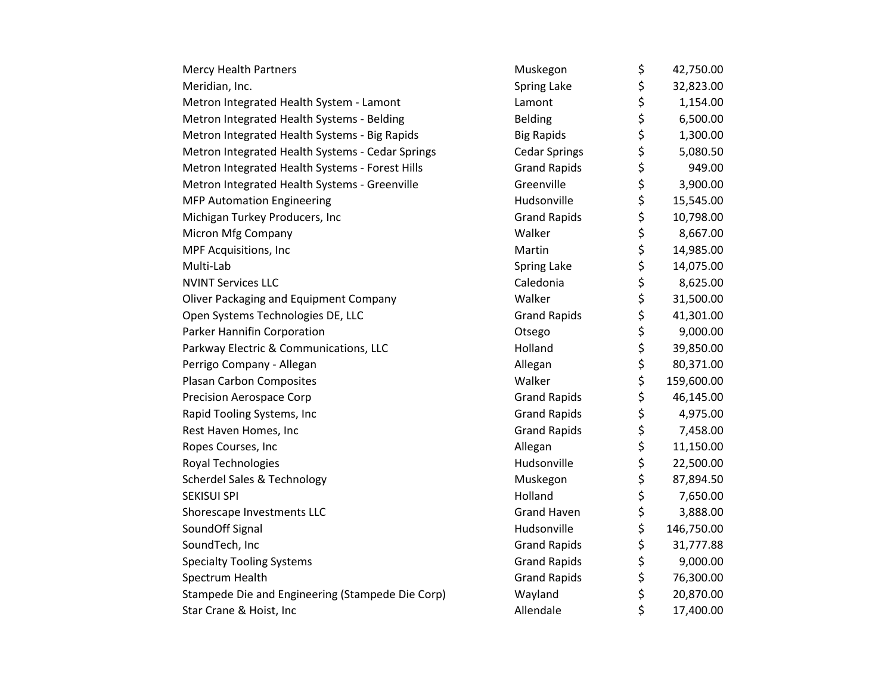| | | |
|---|---|---|
| Mercy Health Partners | Muskegon | $ 42,750.00 |
| Meridian, Inc. | Spring Lake | $ 32,823.00 |
| Metron Integrated Health System - Lamont | Lamont | $ 1,154.00 |
| Metron Integrated Health Systems - Belding | Belding | $ 6,500.00 |
| Metron Integrated Health Systems - Big Rapids | Big Rapids | $ 1,300.00 |
| Metron Integrated Health Systems - Cedar Springs | Cedar Springs | $ 5,080.50 |
| Metron Integrated Health Systems - Forest Hills | Grand Rapids | $ 949.00 |
| Metron Integrated Health Systems - Greenville | Greenville | $ 3,900.00 |
| MFP Automation Engineering | Hudsonville | $ 15,545.00 |
| Michigan Turkey Producers, Inc | Grand Rapids | $ 10,798.00 |
| Micron Mfg Company | Walker | $ 8,667.00 |
| MPF Acquisitions, Inc | Martin | $ 14,985.00 |
| Multi-Lab | Spring Lake | $ 14,075.00 |
| NVINT Services LLC | Caledonia | $ 8,625.00 |
| Oliver Packaging and Equipment Company | Walker | $ 31,500.00 |
| Open Systems Technologies DE, LLC | Grand Rapids | $ 41,301.00 |
| Parker Hannifin Corporation | Otsego | $ 9,000.00 |
| Parkway Electric & Communications, LLC | Holland | $ 39,850.00 |
| Perrigo Company - Allegan | Allegan | $ 80,371.00 |
| Plasan Carbon Composites | Walker | $ 159,600.00 |
| Precision Aerospace Corp | Grand Rapids | $ 46,145.00 |
| Rapid Tooling Systems, Inc | Grand Rapids | $ 4,975.00 |
| Rest Haven Homes, Inc | Grand Rapids | $ 7,458.00 |
| Ropes Courses, Inc | Allegan | $ 11,150.00 |
| Royal Technologies | Hudsonville | $ 22,500.00 |
| Scherdel Sales & Technology | Muskegon | $ 87,894.50 |
| SEKISUI SPI | Holland | $ 7,650.00 |
| Shorescape Investments LLC | Grand Haven | $ 3,888.00 |
| SoundOff Signal | Hudsonville | $ 146,750.00 |
| SoundTech, Inc | Grand Rapids | $ 31,777.88 |
| Specialty Tooling Systems | Grand Rapids | $ 9,000.00 |
| Spectrum Health | Grand Rapids | $ 76,300.00 |
| Stampede Die and Engineering (Stampede Die Corp) | Wayland | $ 20,870.00 |
| Star Crane & Hoist, Inc | Allendale | $ 17,400.00 |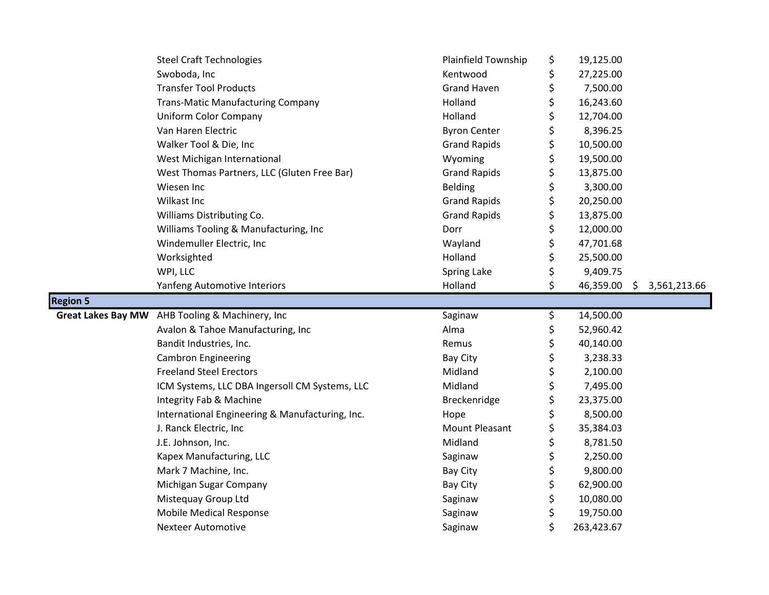| | | | | |
|---|---|---|---|---|
| | Steel Craft Technologies | Plainfield Township | $ 19,125.00 | |
| | Swoboda, Inc | Kentwood | $ 27,225.00 | |
| | Transfer Tool Products | Grand Haven | $ 7,500.00 | |
| | Trans-Matic Manufacturing Company | Holland | $ 16,243.60 | |
| | Uniform Color Company | Holland | $ 12,704.00 | |
| | Van Haren Electric | Byron Center | $ 8,396.25 | |
| | Walker Tool & Die, Inc | Grand Rapids | $ 10,500.00 | |
| | West Michigan International | Wyoming | $ 19,500.00 | |
| | West Thomas Partners, LLC (Gluten Free Bar) | Grand Rapids | $ 13,875.00 | |
| | Wiesen Inc | Belding | $ 3,300.00 | |
| | Wilkast Inc | Grand Rapids | $ 20,250.00 | |
| | Williams Distributing Co. | Grand Rapids | $ 13,875.00 | |
| | Williams Tooling & Manufacturing, Inc | Dorr | $ 12,000.00 | |
| | Windemuller Electric, Inc | Wayland | $ 47,701.68 | |
| | Worksighted | Holland | $ 25,500.00 | |
| | WPI, LLC | Spring Lake | $ 9,409.75 | |
| | Yanfeng Automotive Interiors | Holland | $ 46,359.00 | $ 3,561,213.66 |
| **Region 5** | | | | |
| **Great Lakes Bay MW** | AHB Tooling & Machinery, Inc | Saginaw | $ 14,500.00 | |
| | Avalon & Tahoe Manufacturing, Inc | Alma | $ 52,960.42 | |
| | Bandit Industries, Inc. | Remus | $ 40,140.00 | |
| | Cambron Engineering | Bay City | $ 3,238.33 | |
| | Freeland Steel Erectors | Midland | $ 2,100.00 | |
| | ICM Systems, LLC DBA Ingersoll CM Systems, LLC | Midland | $ 7,495.00 | |
| | Integrity Fab & Machine | Breckenridge | $ 23,375.00 | |
| | International Engineering & Manufacturing, Inc. | Hope | $ 8,500.00 | |
| | J. Ranck Electric, Inc | Mount Pleasant | $ 35,384.03 | |
| | J.E. Johnson, Inc. | Midland | $ 8,781.50 | |
| | Kapex Manufacturing, LLC | Saginaw | $ 2,250.00 | |
| | Mark 7 Machine, Inc. | Bay City | $ 9,800.00 | |
| | Michigan Sugar Company | Bay City | $ 62,900.00 | |
| | Mistequay Group Ltd | Saginaw | $ 10,080.00 | |
| | Mobile Medical Response | Saginaw | $ 19,750.00 | |
| | Nexteer Automotive | Saginaw | $ 263,423.67 | |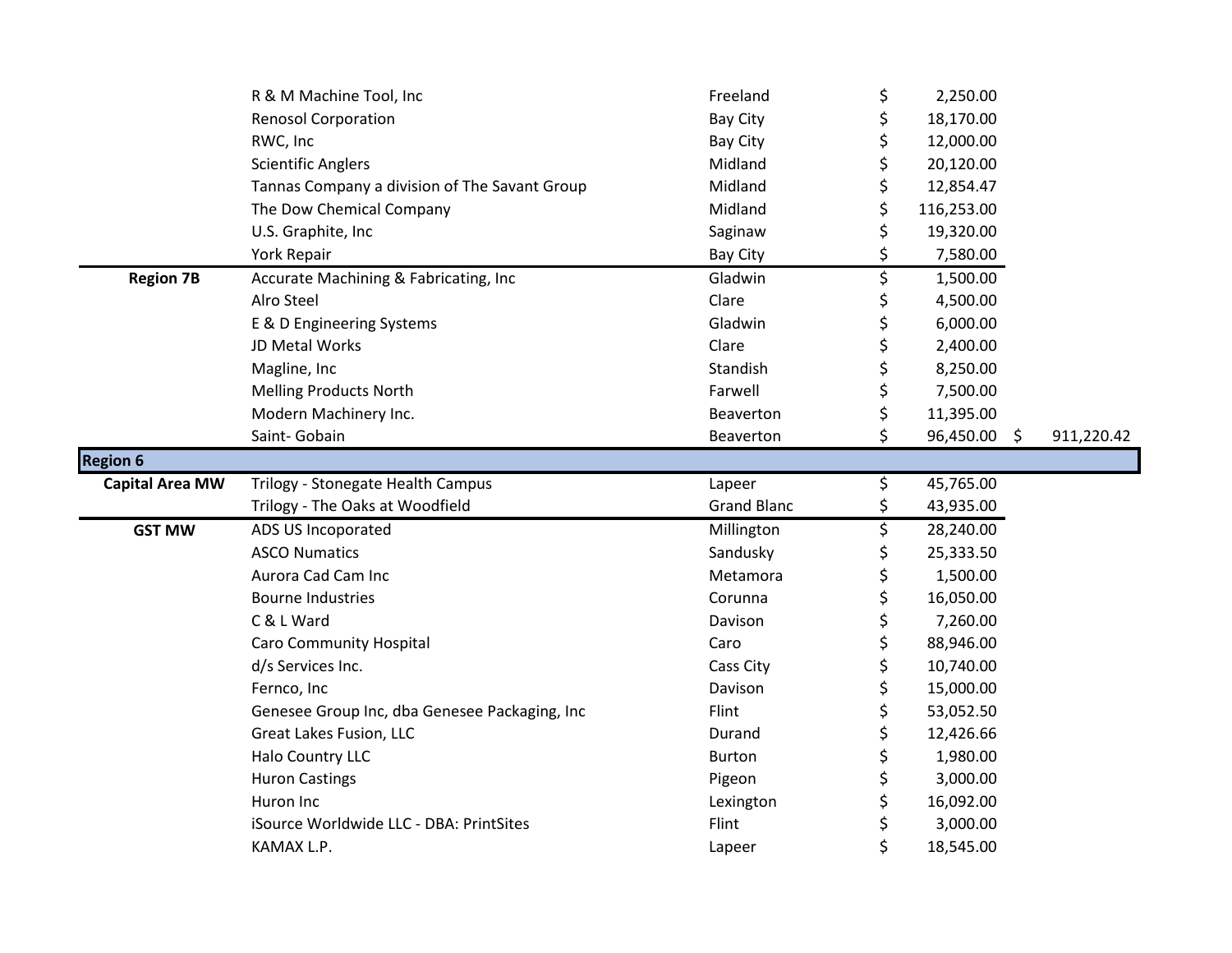| | | | | |
|---|---|---|---|---|
| | R & M Machine Tool, Inc | Freeland | $ 2,250.00 | |
| | Renosol Corporation | Bay City | $ 18,170.00 | |
| | RWC, Inc | Bay City | $ 12,000.00 | |
| | Scientific Anglers | Midland | $ 20,120.00 | |
| | Tannas Company a division of The Savant Group | Midland | $ 12,854.47 | |
| | The Dow Chemical Company | Midland | $ 116,253.00 | |
| | U.S. Graphite, Inc | Saginaw | $ 19,320.00 | |
| | York Repair | Bay City | $ 7,580.00 | |
| **Region 7B** | Accurate Machining & Fabricating, Inc | Gladwin | $ 1,500.00 | |
| | Alro Steel | Clare | $ 4,500.00 | |
| | E & D Engineering Systems | Gladwin | $ 6,000.00 | |
| | JD Metal Works | Clare | $ 2,400.00 | |
| | Magline, Inc | Standish | $ 8,250.00 | |
| | Melling Products North | Farwell | $ 7,500.00 | |
| | Modern Machinery Inc. | Beaverton | $ 11,395.00 | |
| | Saint- Gobain | Beaverton | $ 96,450.00 | $ 911,220.42 |
| **Region 6** | | | | |
| **Capital Area MW** | Trilogy - Stonegate Health Campus | Lapeer | $ 45,765.00 | |
| | Trilogy - The Oaks at Woodfield | Grand Blanc | $ 43,935.00 | |
| **GST MW** | ADS US Incoporated | Millington | $ 28,240.00 | |
| | ASCO Numatics | Sandusky | $ 25,333.50 | |
| | Aurora Cad Cam Inc | Metamora | $ 1,500.00 | |
| | Bourne Industries | Corunna | $ 16,050.00 | |
| | C & L Ward | Davison | $ 7,260.00 | |
| | Caro Community Hospital | Caro | $ 88,946.00 | |
| | d/s Services Inc. | Cass City | $ 10,740.00 | |
| | Fernco, Inc | Davison | $ 15,000.00 | |
| | Genesee Group Inc, dba Genesee Packaging, Inc | Flint | $ 53,052.50 | |
| | Great Lakes Fusion, LLC | Durand | $ 12,426.66 | |
| | Halo Country LLC | Burton | $ 1,980.00 | |
| | Huron Castings | Pigeon | $ 3,000.00 | |
| | Huron Inc | Lexington | $ 16,092.00 | |
| | iSource Worldwide LLC - DBA: PrintSites | Flint | $ 3,000.00 | |
| | KAMAX L.P. | Lapeer | $ 18,545.00 | |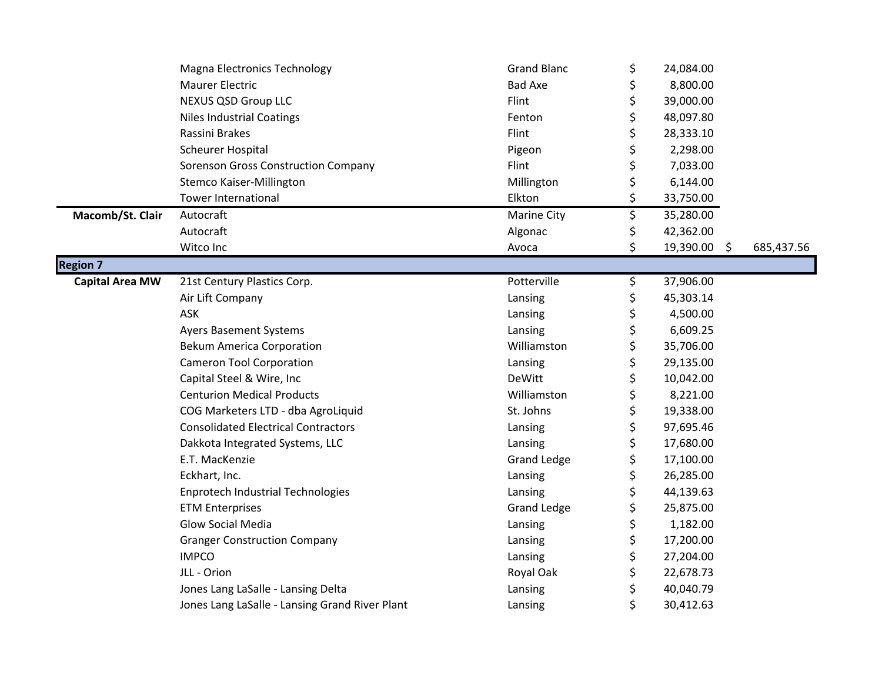| | | | | |
|---|---|---|---|---|
| | Magna Electronics Technology | Grand Blanc | $ 24,084.00 | |
| | Maurer Electric | Bad Axe | $ 8,800.00 | |
| | NEXUS QSD Group LLC | Flint | $ 39,000.00 | |
| | Niles Industrial Coatings | Fenton | $ 48,097.80 | |
| | Rassini Brakes | Flint | $ 28,333.10 | |
| | Scheurer Hospital | Pigeon | $ 2,298.00 | |
| | Sorenson Gross Construction Company | Flint | $ 7,033.00 | |
| | Stemco Kaiser-Millington | Millington | $ 6,144.00 | |
| | Tower International | Elkton | $ 33,750.00 | |
| **Macomb/St. Clair** | Autocraft | Marine City | $ 35,280.00 | |
| | Autocraft | Algonac | $ 42,362.00 | |
| | Witco Inc | Avoca | $ 19,390.00 | $ 685,437.56 |
| **Region 7** | | | | |
| **Capital Area MW** | 21st Century Plastics Corp. | Potterville | $ 37,906.00 | |
| | Air Lift Company | Lansing | $ 45,303.14 | |
| | ASK | Lansing | $ 4,500.00 | |
| | Ayers Basement Systems | Lansing | $ 6,609.25 | |
| | Bekum America Corporation | Williamston | $ 35,706.00 | |
| | Cameron Tool Corporation | Lansing | $ 29,135.00 | |
| | Capital Steel & Wire, Inc | DeWitt | $ 10,042.00 | |
| | Centurion Medical Products | Williamston | $ 8,221.00 | |
| | COG Marketers LTD - dba AgroLiquid | St. Johns | $ 19,338.00 | |
| | Consolidated Electrical Contractors | Lansing | $ 97,695.46 | |
| | Dakkota Integrated Systems, LLC | Lansing | $ 17,680.00 | |
| | E.T. MacKenzie | Grand Ledge | $ 17,100.00 | |
| | Eckhart, Inc. | Lansing | $ 26,285.00 | |
| | Enprotech Industrial Technologies | Lansing | $ 44,139.63 | |
| | ETM Enterprises | Grand Ledge | $ 25,875.00 | |
| | Glow Social Media | Lansing | $ 1,182.00 | |
| | Granger Construction Company | Lansing | $ 17,200.00 | |
| | IMPCO | Lansing | $ 27,204.00 | |
| | JLL - Orion | Royal Oak | $ 22,678.73 | |
| | Jones Lang LaSalle - Lansing Delta | Lansing | $ 40,040.79 | |
| | Jones Lang LaSalle - Lansing Grand River Plant | Lansing | $ 30,412.63 | |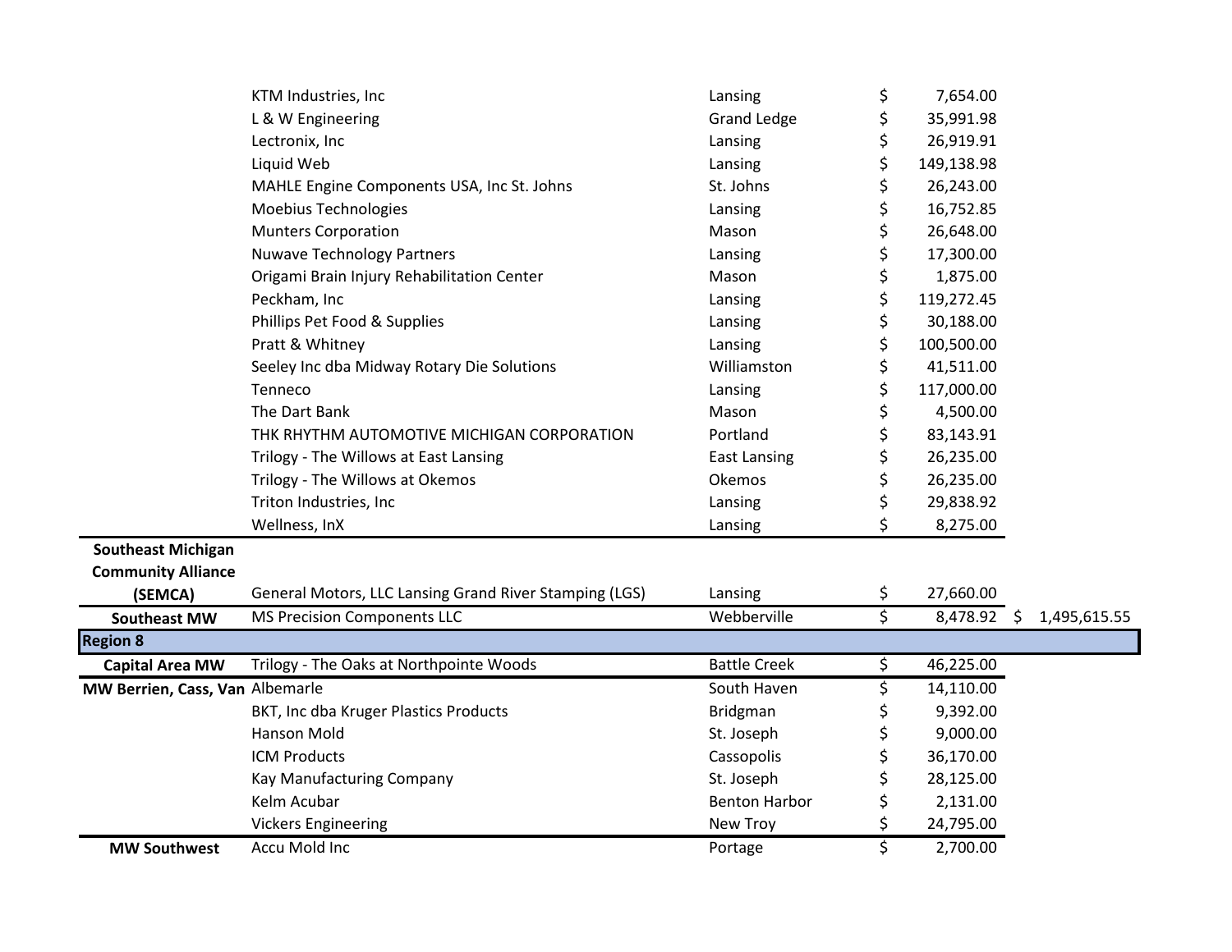| | | | | |
|---|---|---|---|---|
| | KTM Industries, Inc | Lansing | $ 7,654.00 | |
| | L & W Engineering | Grand Ledge | $ 35,991.98 | |
| | Lectronix, Inc | Lansing | $ 26,919.91 | |
| | Liquid Web | Lansing | $ 149,138.98 | |
| | MAHLE Engine Components USA, Inc St. Johns | St. Johns | $ 26,243.00 | |
| | Moebius Technologies | Lansing | $ 16,752.85 | |
| | Munters Corporation | Mason | $ 26,648.00 | |
| | Nuwave Technology Partners | Lansing | $ 17,300.00 | |
| | Origami Brain Injury Rehabilitation Center | Mason | $ 1,875.00 | |
| | Peckham, Inc | Lansing | $ 119,272.45 | |
| | Phillips Pet Food & Supplies | Lansing | $ 30,188.00 | |
| | Pratt & Whitney | Lansing | $ 100,500.00 | |
| | Seeley Inc dba Midway Rotary Die Solutions | Williamston | $ 41,511.00 | |
| | Tenneco | Lansing | $ 117,000.00 | |
| | The Dart Bank | Mason | $ 4,500.00 | |
| | THK RHYTHM AUTOMOTIVE MICHIGAN CORPORATION | Portland | $ 83,143.91 | |
| | Trilogy - The Willows at East Lansing | East Lansing | $ 26,235.00 | |
| | Trilogy - The Willows at Okemos | Okemos | $ 26,235.00 | |
| | Triton Industries, Inc | Lansing | $ 29,838.92 | |
| | Wellness, InX | Lansing | $ 8,275.00 | |
| **Southeast Michigan Community Alliance (SEMCA)** | General Motors, LLC Lansing Grand River Stamping (LGS) | Lansing | $ 27,660.00 | |
| **Southeast MW** | MS Precision Components LLC | Webberville | $ 8,478.92 | $ 1,495,615.55 |
| **Region 8** | | | | |
| **Capital Area MW** | Trilogy - The Oaks at Northpointe Woods | Battle Creek | $ 46,225.00 | |
| **MW Berrien, Cass, Van** | Albemarle | South Haven | $ 14,110.00 | |
| | BKT, Inc dba Kruger Plastics Products | Bridgman | $ 9,392.00 | |
| | Hanson Mold | St. Joseph | $ 9,000.00 | |
| | ICM Products | Cassopolis | $ 36,170.00 | |
| | Kay Manufacturing Company | St. Joseph | $ 28,125.00 | |
| | Kelm Acubar | Benton Harbor | $ 2,131.00 | |
| | Vickers Engineering | New Troy | $ 24,795.00 | |
| **MW Southwest** | Accu Mold Inc | Portage | $ 2,700.00 | |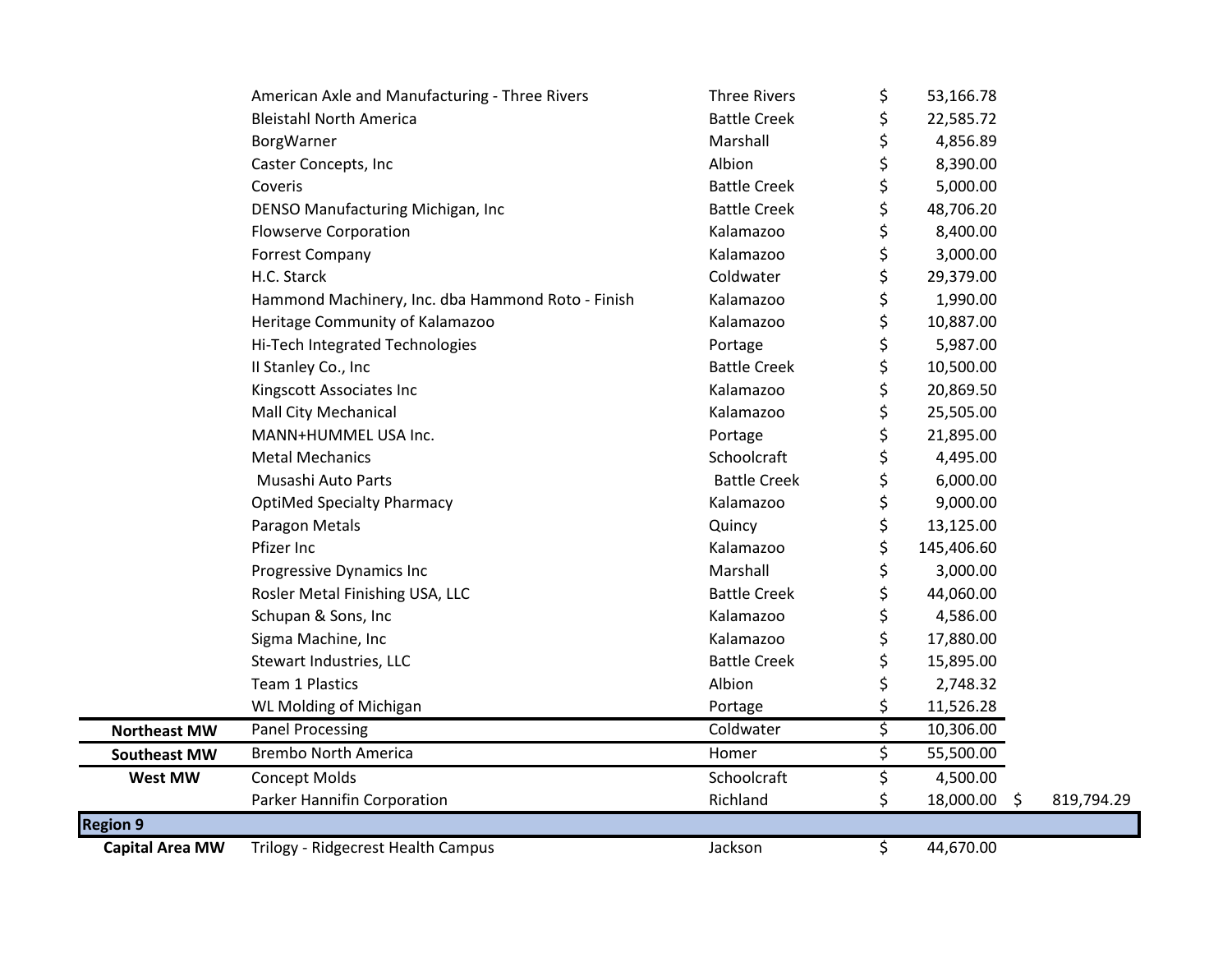| | | | | |
|---|---|---|---|---|
| | American Axle and Manufacturing - Three Rivers | Three Rivers | $ 53,166.78 | |
| | Bleistahl North America | Battle Creek | $ 22,585.72 | |
| | BorgWarner | Marshall | $ 4,856.89 | |
| | Caster Concepts, Inc | Albion | $ 8,390.00 | |
| | Coveris | Battle Creek | $ 5,000.00 | |
| | DENSO Manufacturing Michigan, Inc | Battle Creek | $ 48,706.20 | |
| | Flowserve Corporation | Kalamazoo | $ 8,400.00 | |
| | Forrest Company | Kalamazoo | $ 3,000.00 | |
| | H.C. Starck | Coldwater | $ 29,379.00 | |
| | Hammond Machinery, Inc. dba Hammond Roto - Finish | Kalamazoo | $ 1,990.00 | |
| | Heritage Community of Kalamazoo | Kalamazoo | $ 10,887.00 | |
| | Hi-Tech Integrated Technologies | Portage | $ 5,987.00 | |
| | Il Stanley Co., Inc | Battle Creek | $ 10,500.00 | |
| | Kingscott Associates Inc | Kalamazoo | $ 20,869.50 | |
| | Mall City Mechanical | Kalamazoo | $ 25,505.00 | |
| | MANN+HUMMEL USA Inc. | Portage | $ 21,895.00 | |
| | Metal Mechanics | Schoolcraft | $ 4,495.00 | |
| | Musashi Auto Parts | Battle Creek | $ 6,000.00 | |
| | OptiMed Specialty Pharmacy | Kalamazoo | $ 9,000.00 | |
| | Paragon Metals | Quincy | $ 13,125.00 | |
| | Pfizer Inc | Kalamazoo | $ 145,406.60 | |
| | Progressive Dynamics Inc | Marshall | $ 3,000.00 | |
| | Rosler Metal Finishing USA, LLC | Battle Creek | $ 44,060.00 | |
| | Schupan & Sons, Inc | Kalamazoo | $ 4,586.00 | |
| | Sigma Machine, Inc | Kalamazoo | $ 17,880.00 | |
| | Stewart Industries, LLC | Battle Creek | $ 15,895.00 | |
| | Team 1 Plastics | Albion | $ 2,748.32 | |
| | WL Molding of Michigan | Portage | $ 11,526.28 | |
| **Northeast MW** | Panel Processing | Coldwater | $ 10,306.00 | |
| **Southeast MW** | Brembo North America | Homer | $ 55,500.00 | |
| **West MW** | Concept Molds | Schoolcraft | $ 4,500.00 | |
| | Parker Hannifin Corporation | Richland | $ 18,000.00 | $ 819,794.29 |
| **Region 9** | | | | |
| **Capital Area MW** | Trilogy - Ridgecrest Health Campus | Jackson | $ 44,670.00 | |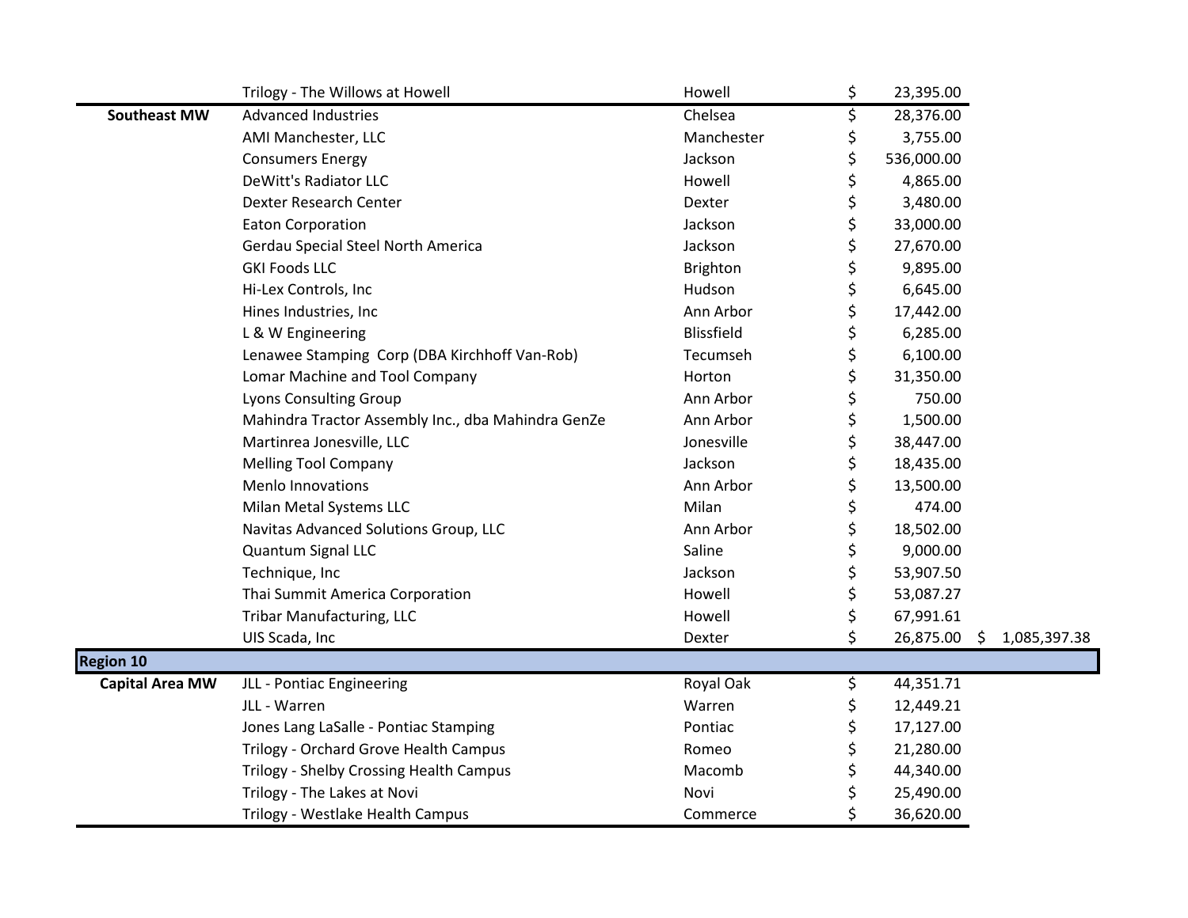| | | | | |
|---|---|---|---|---|
| | Trilogy - The Willows at Howell | Howell | $ 23,395.00 | |
| **Southeast MW** | Advanced Industries | Chelsea | $ 28,376.00 | |
| | AMI Manchester, LLC | Manchester | $ 3,755.00 | |
| | Consumers Energy | Jackson | $ 536,000.00 | |
| | DeWitt's Radiator LLC | Howell | $ 4,865.00 | |
| | Dexter Research Center | Dexter | $ 3,480.00 | |
| | Eaton Corporation | Jackson | $ 33,000.00 | |
| | Gerdau Special Steel North America | Jackson | $ 27,670.00 | |
| | GKI Foods LLC | Brighton | $ 9,895.00 | |
| | Hi-Lex Controls, Inc | Hudson | $ 6,645.00 | |
| | Hines Industries, Inc | Ann Arbor | $ 17,442.00 | |
| | L & W Engineering | Blissfield | $ 6,285.00 | |
| | Lenawee Stamping Corp (DBA Kirchhoff Van-Rob) | Tecumseh | $ 6,100.00 | |
| | Lomar Machine and Tool Company | Horton | $ 31,350.00 | |
| | Lyons Consulting Group | Ann Arbor | $ 750.00 | |
| | Mahindra Tractor Assembly Inc., dba Mahindra GenZe | Ann Arbor | $ 1,500.00 | |
| | Martinrea Jonesville, LLC | Jonesville | $ 38,447.00 | |
| | Melling Tool Company | Jackson | $ 18,435.00 | |
| | Menlo Innovations | Ann Arbor | $ 13,500.00 | |
| | Milan Metal Systems LLC | Milan | $ 474.00 | |
| | Navitas Advanced Solutions Group, LLC | Ann Arbor | $ 18,502.00 | |
| | Quantum Signal LLC | Saline | $ 9,000.00 | |
| | Technique, Inc | Jackson | $ 53,907.50 | |
| | Thai Summit America Corporation | Howell | $ 53,087.27 | |
| | Tribar Manufacturing, LLC | Howell | $ 67,991.61 | |
| | UIS Scada, Inc | Dexter | $ 26,875.00 | $ 1,085,397.38 |
| **Region 10** | | | | |
| **Capital Area MW** | JLL - Pontiac Engineering | Royal Oak | $ 44,351.71 | |
| | JLL - Warren | Warren | $ 12,449.21 | |
| | Jones Lang LaSalle - Pontiac Stamping | Pontiac | $ 17,127.00 | |
| | Trilogy - Orchard Grove Health Campus | Romeo | $ 21,280.00 | |
| | Trilogy - Shelby Crossing Health Campus | Macomb | $ 44,340.00 | |
| | Trilogy - The Lakes at Novi | Novi | $ 25,490.00 | |
| | Trilogy - Westlake Health Campus | Commerce | $ 36,620.00 | |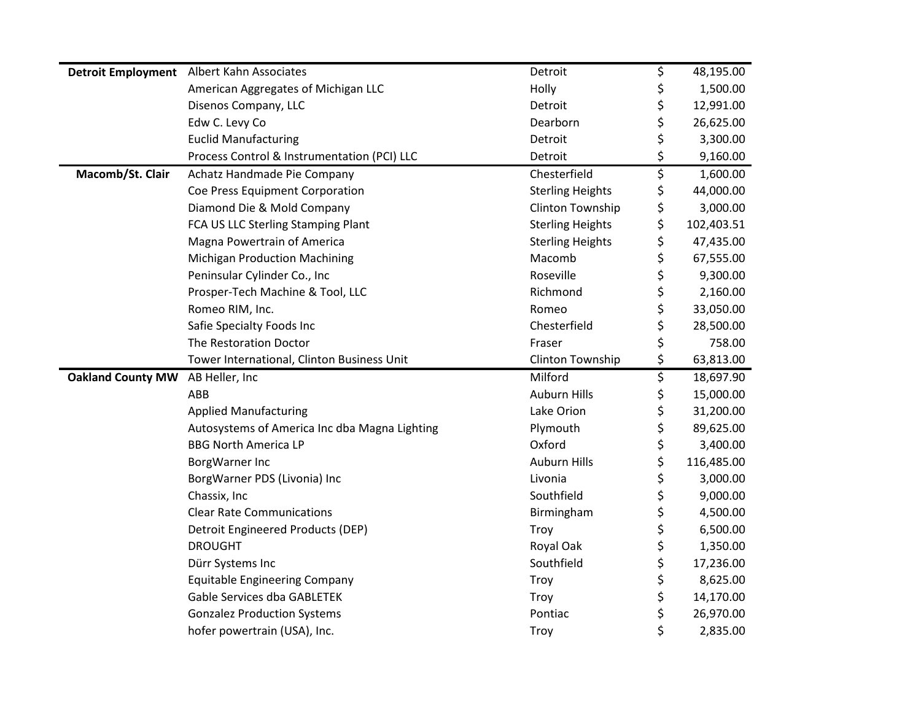| | | | |
|---|---|---|---|
| **Detroit Employment** | Albert Kahn Associates | Detroit | $ 48,195.00 |
| | American Aggregates of Michigan LLC | Holly | $ 1,500.00 |
| | Disenos Company, LLC | Detroit | $ 12,991.00 |
| | Edw C. Levy Co | Dearborn | $ 26,625.00 |
| | Euclid Manufacturing | Detroit | $ 3,300.00 |
| | Process Control & Instrumentation (PCI) LLC | Detroit | $ 9,160.00 |
| **Macomb/St. Clair** | Achatz Handmade Pie Company | Chesterfield | $ 1,600.00 |
| | Coe Press Equipment Corporation | Sterling Heights | $ 44,000.00 |
| | Diamond Die & Mold Company | Clinton Township | $ 3,000.00 |
| | FCA US LLC Sterling Stamping Plant | Sterling Heights | $ 102,403.51 |
| | Magna Powertrain of America | Sterling Heights | $ 47,435.00 |
| | Michigan Production Machining | Macomb | $ 67,555.00 |
| | Peninsular Cylinder Co., Inc | Roseville | $ 9,300.00 |
| | Prosper-Tech Machine & Tool, LLC | Richmond | $ 2,160.00 |
| | Romeo RIM, Inc. | Romeo | $ 33,050.00 |
| | Safie Specialty Foods Inc | Chesterfield | $ 28,500.00 |
| | The Restoration Doctor | Fraser | $ 758.00 |
| | Tower International, Clinton Business Unit | Clinton Township | $ 63,813.00 |
| **Oakland County MW** | AB Heller, Inc | Milford | $ 18,697.90 |
| | ABB | Auburn Hills | $ 15,000.00 |
| | Applied Manufacturing | Lake Orion | $ 31,200.00 |
| | Autosystems of America Inc dba Magna Lighting | Plymouth | $ 89,625.00 |
| | BBG North America LP | Oxford | $ 3,400.00 |
| | BorgWarner Inc | Auburn Hills | $ 116,485.00 |
| | BorgWarner PDS (Livonia) Inc | Livonia | $ 3,000.00 |
| | Chassix, Inc | Southfield | $ 9,000.00 |
| | Clear Rate Communications | Birmingham | $ 4,500.00 |
| | Detroit Engineered Products (DEP) | Troy | $ 6,500.00 |
| | DROUGHT | Royal Oak | $ 1,350.00 |
| | Dürr Systems Inc | Southfield | $ 17,236.00 |
| | Equitable Engineering Company | Troy | $ 8,625.00 |
| | Gable Services dba GABLETEK | Troy | $ 14,170.00 |
| | Gonzalez Production Systems | Pontiac | $ 26,970.00 |
| | hofer powertrain (USA), Inc. | Troy | $ 2,835.00 |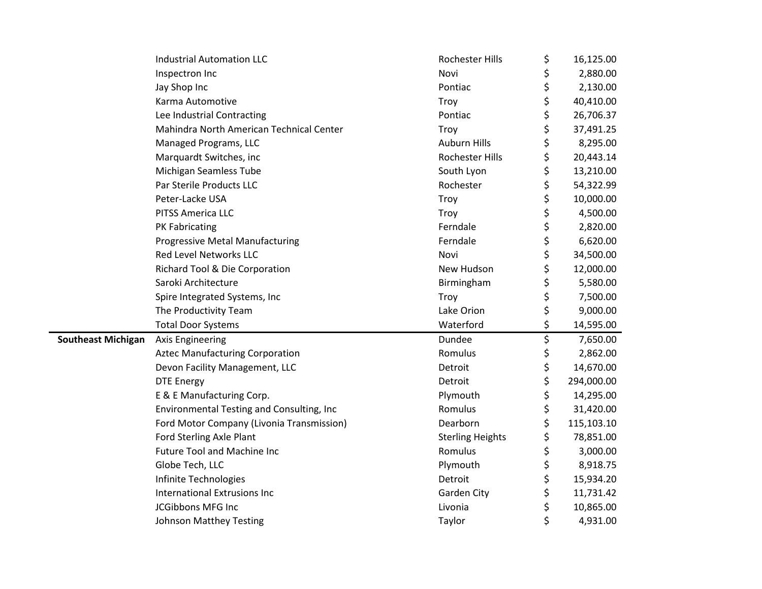| | | | |
|---|---|---|---|
| | Industrial Automation LLC | Rochester Hills | $ 16,125.00 |
| | Inspectron Inc | Novi | $ 2,880.00 |
| | Jay Shop Inc | Pontiac | $ 2,130.00 |
| | Karma Automotive | Troy | $ 40,410.00 |
| | Lee Industrial Contracting | Pontiac | $ 26,706.37 |
| | Mahindra North American Technical Center | Troy | $ 37,491.25 |
| | Managed Programs, LLC | Auburn Hills | $ 8,295.00 |
| | Marquardt Switches, inc | Rochester Hills | $ 20,443.14 |
| | Michigan Seamless Tube | South Lyon | $ 13,210.00 |
| | Par Sterile Products LLC | Rochester | $ 54,322.99 |
| | Peter-Lacke USA | Troy | $ 10,000.00 |
| | PITSS America LLC | Troy | $ 4,500.00 |
| | PK Fabricating | Ferndale | $ 2,820.00 |
| | Progressive Metal Manufacturing | Ferndale | $ 6,620.00 |
| | Red Level Networks LLC | Novi | $ 34,500.00 |
| | Richard Tool & Die Corporation | New Hudson | $ 12,000.00 |
| | Saroki Architecture | Birmingham | $ 5,580.00 |
| | Spire Integrated Systems, Inc | Troy | $ 7,500.00 |
| | The Productivity Team | Lake Orion | $ 9,000.00 |
| | Total Door Systems | Waterford | $ 14,595.00 |
| **Southeast Michigan** | Axis Engineering | Dundee | $ 7,650.00 |
| | Aztec Manufacturing Corporation | Romulus | $ 2,862.00 |
| | Devon Facility Management, LLC | Detroit | $ 14,670.00 |
| | DTE Energy | Detroit | $ 294,000.00 |
| | E & E Manufacturing Corp. | Plymouth | $ 14,295.00 |
| | Environmental Testing and Consulting, Inc | Romulus | $ 31,420.00 |
| | Ford Motor Company (Livonia Transmission) | Dearborn | $ 115,103.10 |
| | Ford Sterling Axle Plant | Sterling Heights | $ 78,851.00 |
| | Future Tool and Machine Inc | Romulus | $ 3,000.00 |
| | Globe Tech, LLC | Plymouth | $ 8,918.75 |
| | Infinite Technologies | Detroit | $ 15,934.20 |
| | International Extrusions Inc | Garden City | $ 11,731.42 |
| | JCGibbons MFG Inc | Livonia | $ 10,865.00 |
| | Johnson Matthey Testing | Taylor | $ 4,931.00 |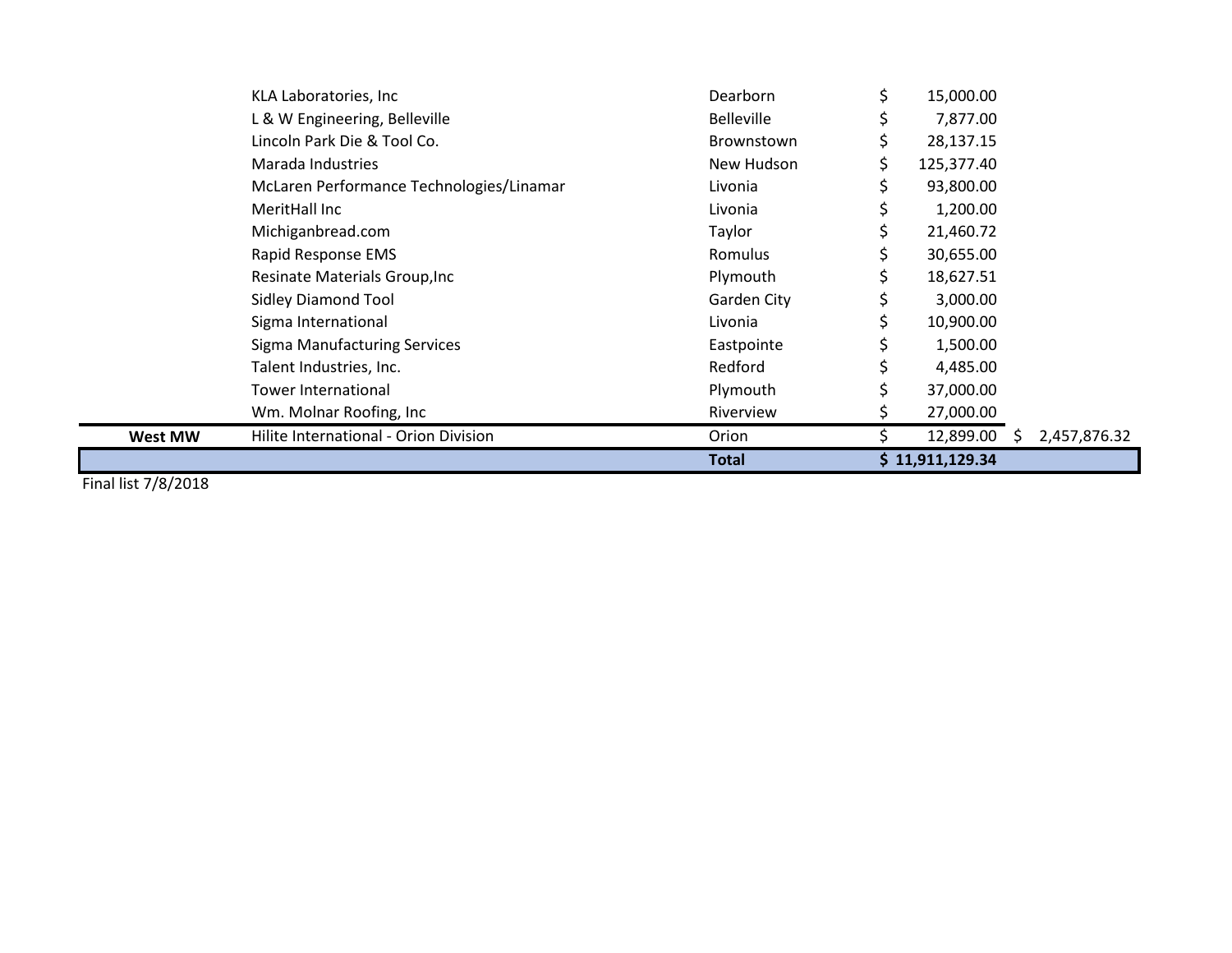| | | | | |
|---|---|---|---|---|
| | KLA Laboratories, Inc | Dearborn | $ 15,000.00 | |
| | L & W Engineering, Belleville | Belleville | $ 7,877.00 | |
| | Lincoln Park Die & Tool Co. | Brownstown | $ 28,137.15 | |
| | Marada Industries | New Hudson | $ 125,377.40 | |
| | McLaren Performance Technologies/Linamar | Livonia | $ 93,800.00 | |
| | MeritHall Inc | Livonia | $ 1,200.00 | |
| | Michiganbread.com | Taylor | $ 21,460.72 | |
| | Rapid Response EMS | Romulus | $ 30,655.00 | |
| | Resinate Materials Group,Inc | Plymouth | $ 18,627.51 | |
| | Sidley Diamond Tool | Garden City | $ 3,000.00 | |
| | Sigma International | Livonia | $ 10,900.00 | |
| | Sigma Manufacturing Services | Eastpointe | $ 1,500.00 | |
| | Talent Industries, Inc. | Redford | $ 4,485.00 | |
| | Tower International | Plymouth | $ 37,000.00 | |
| | Wm. Molnar Roofing, Inc | Riverview | $ 27,000.00 | |
| **West MW** | Hilite International - Orion Division | Orion | $ 12,899.00 | $ 2,457,876.32 |
| | | **Total** | **$ 11,911,129.34** | |

Final list 7/8/2018